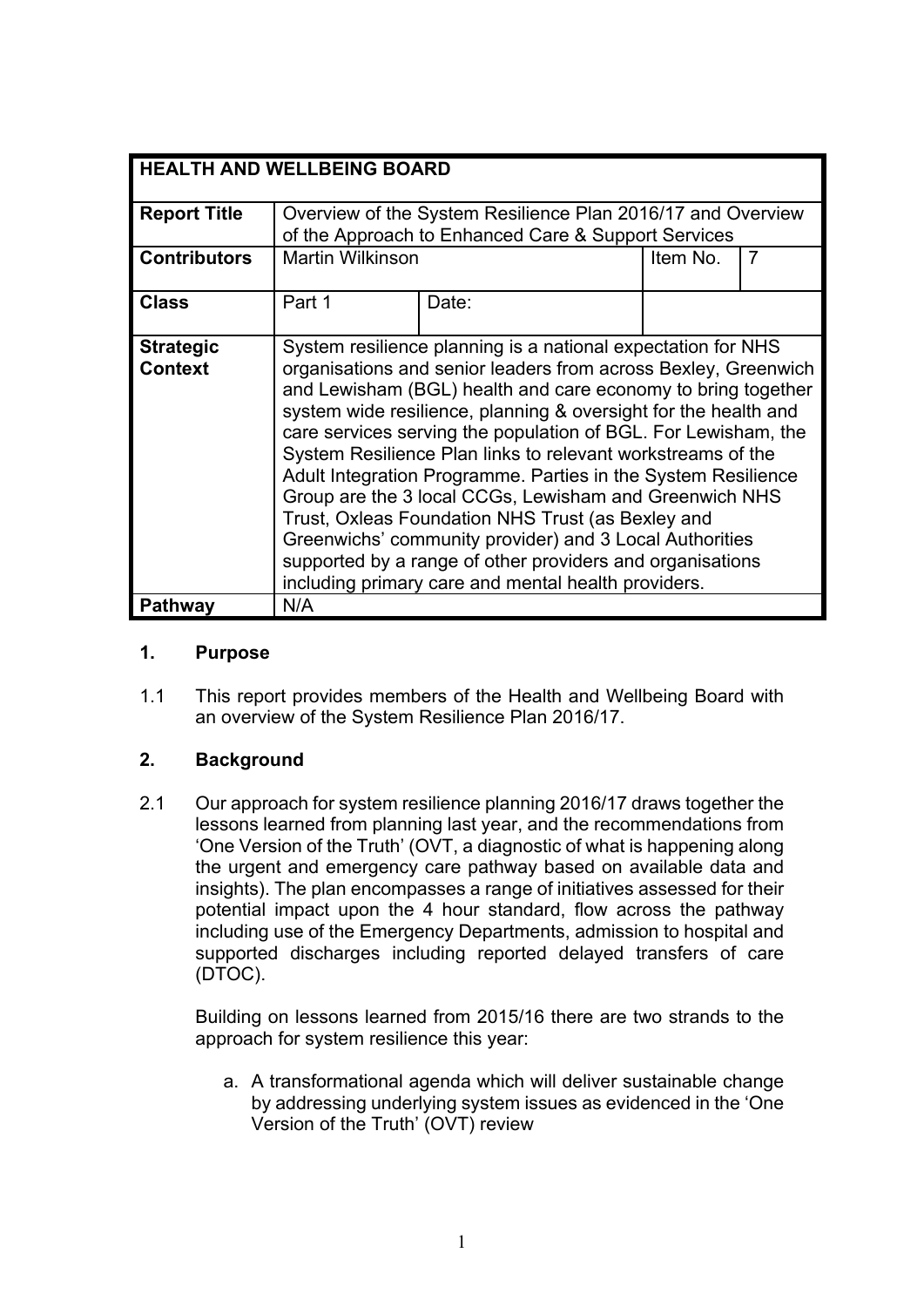| HEALTH AND WELLBEING BOARD | | | | |
|---|---|---|---|---|
| **Report Title** | Overview of the System Resilience Plan 2016/17 and Overview of the Approach to Enhanced Care & Support Services | | | |
| **Contributors** | Martin Wilkinson | | Item No. | 7 |
| **Class** | Part 1 | Date: | | |
| **Strategic Context** | System resilience planning is a national expectation for NHS organisations and senior leaders from across Bexley, Greenwich and Lewisham (BGL) health and care economy to bring together system wide resilience, planning & oversight for the health and care services serving the population of BGL. For Lewisham, the System Resilience Plan links to relevant workstreams of the Adult Integration Programme. Parties in the System Resilience Group are the 3 local CCGs, Lewisham and Greenwich NHS Trust, Oxleas Foundation NHS Trust (as Bexley and Greenwichs' community provider) and 3 Local Authorities supported by a range of other providers and organisations including primary care and mental health providers. | | | |
| **Pathway** | N/A | | | |

## 1. Purpose

1.1 This report provides members of the Health and Wellbeing Board with an overview of the System Resilience Plan 2016/17.

## 2. Background

2.1 Our approach for system resilience planning 2016/17 draws together the lessons learned from planning last year, and the recommendations from 'One Version of the Truth' (OVT, a diagnostic of what is happening along the urgent and emergency care pathway based on available data and insights). The plan encompasses a range of initiatives assessed for their potential impact upon the 4 hour standard, flow across the pathway including use of the Emergency Departments, admission to hospital and supported discharges including reported delayed transfers of care (DTOC).

Building on lessons learned from 2015/16 there are two strands to the approach for system resilience this year:

a. A transformational agenda which will deliver sustainable change by addressing underlying system issues as evidenced in the 'One Version of the Truth' (OVT) review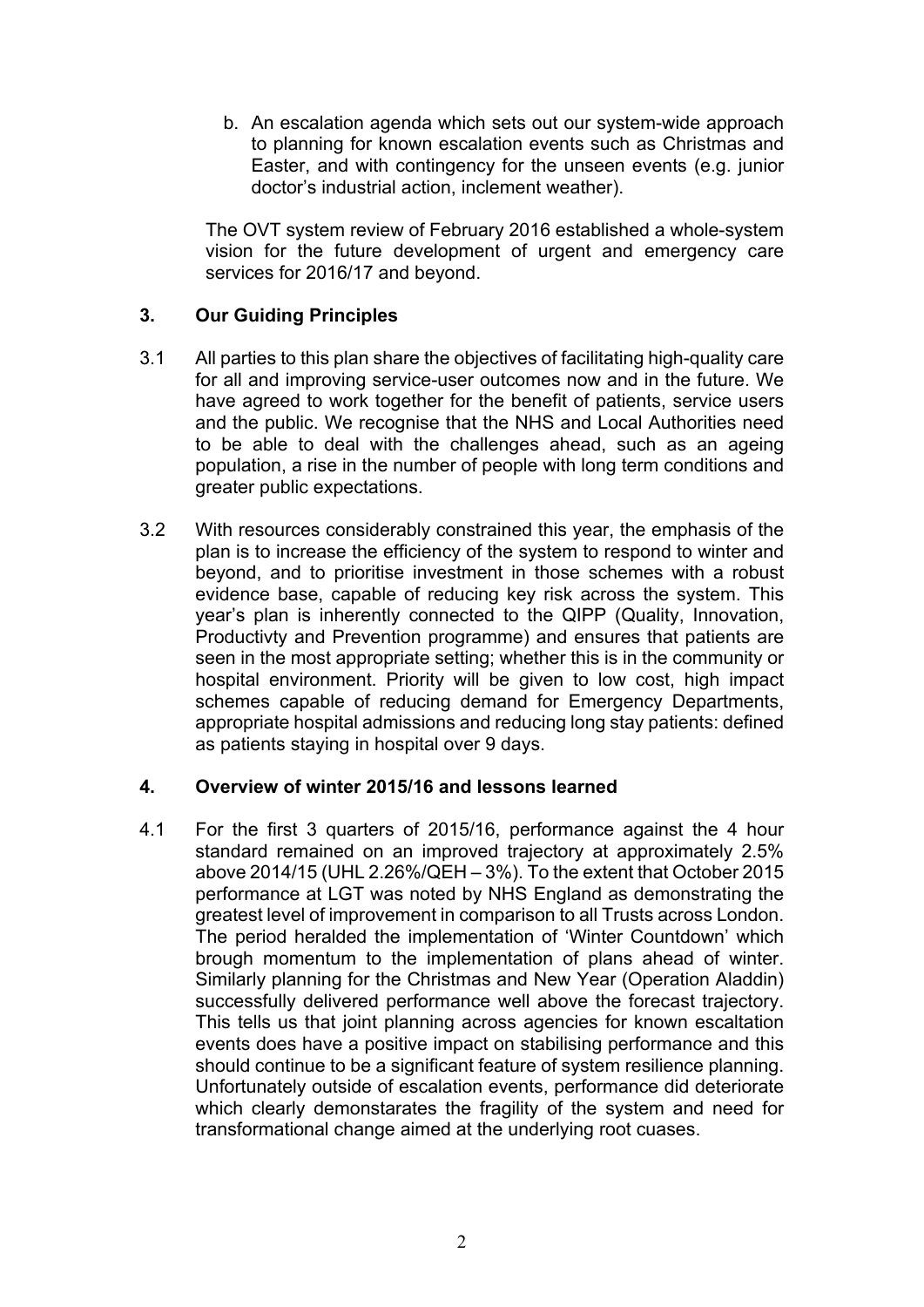b. An escalation agenda which sets out our system-wide approach to planning for known escalation events such as Christmas and Easter, and with contingency for the unseen events (e.g. junior doctor's industrial action, inclement weather).

The OVT system review of February 2016 established a whole-system vision for the future development of urgent and emergency care services for 2016/17 and beyond.

## 3. Our Guiding Principles

3.1 All parties to this plan share the objectives of facilitating high-quality care for all and improving service-user outcomes now and in the future. We have agreed to work together for the benefit of patients, service users and the public. We recognise that the NHS and Local Authorities need to be able to deal with the challenges ahead, such as an ageing population, a rise in the number of people with long term conditions and greater public expectations.

3.2 With resources considerably constrained this year, the emphasis of the plan is to increase the efficiency of the system to respond to winter and beyond, and to prioritise investment in those schemes with a robust evidence base, capable of reducing key risk across the system. This year's plan is inherently connected to the QIPP (Quality, Innovation, Productivty and Prevention programme) and ensures that patients are seen in the most appropriate setting; whether this is in the community or hospital environment. Priority will be given to low cost, high impact schemes capable of reducing demand for Emergency Departments, appropriate hospital admissions and reducing long stay patients: defined as patients staying in hospital over 9 days.

## 4. Overview of winter 2015/16 and lessons learned

4.1 For the first 3 quarters of 2015/16, performance against the 4 hour standard remained on an improved trajectory at approximately 2.5% above 2014/15 (UHL 2.26%/QEH – 3%). To the extent that October 2015 performance at LGT was noted by NHS England as demonstrating the greatest level of improvement in comparison to all Trusts across London. The period heralded the implementation of 'Winter Countdown' which brough momentum to the implementation of plans ahead of winter. Similarly planning for the Christmas and New Year (Operation Aladdin) successfully delivered performance well above the forecast trajectory. This tells us that joint planning across agencies for known escaltation events does have a positive impact on stabilising performance and this should continue to be a significant feature of system resilience planning. Unfortunately outside of escalation events, performance did deteriorate which clearly demonstarates the fragility of the system and need for transformational change aimed at the underlying root cuases.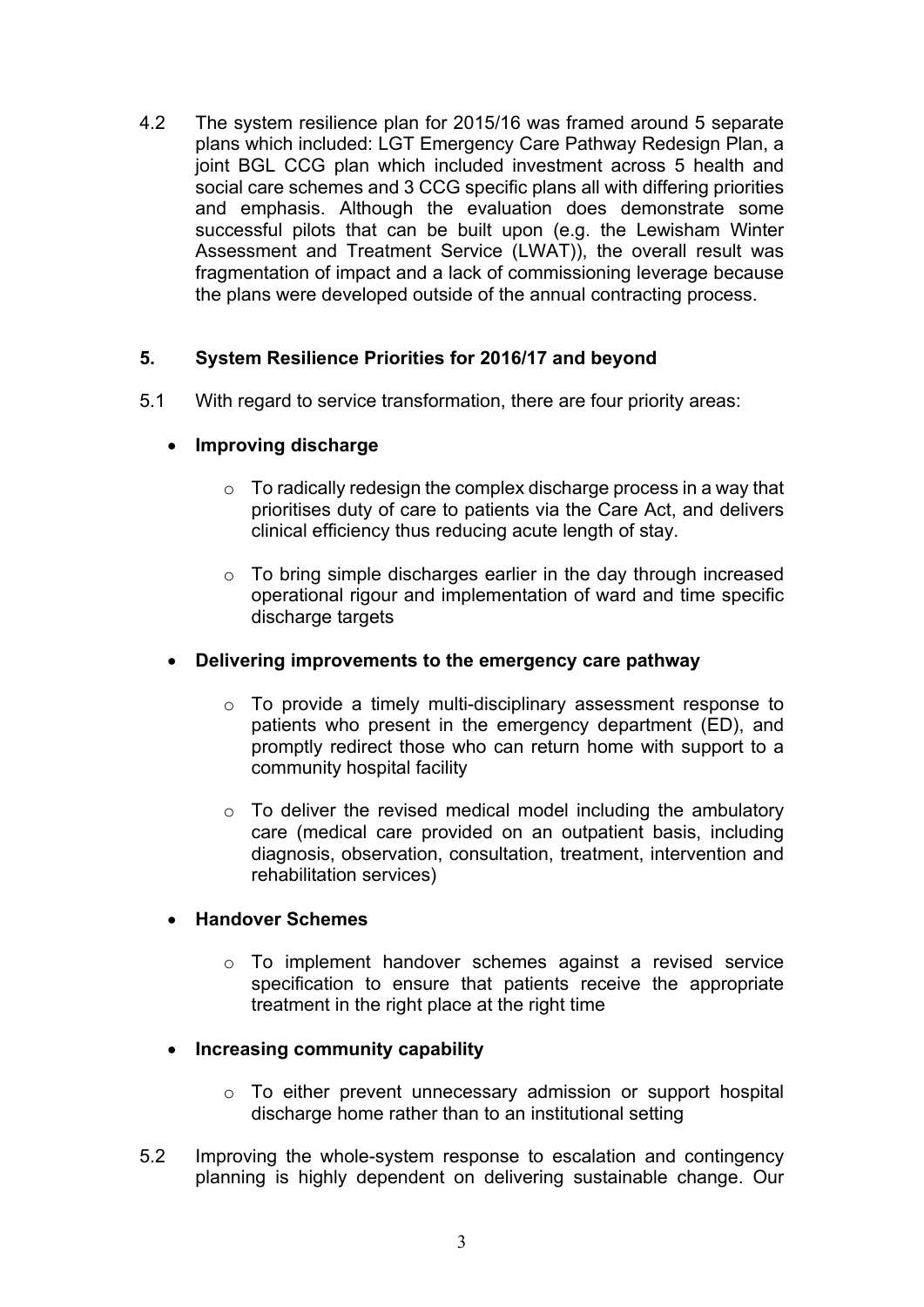4.2 The system resilience plan for 2015/16 was framed around 5 separate plans which included: LGT Emergency Care Pathway Redesign Plan, a joint BGL CCG plan which included investment across 5 health and social care schemes and 3 CCG specific plans all with differing priorities and emphasis. Although the evaluation does demonstrate some successful pilots that can be built upon (e.g. the Lewisham Winter Assessment and Treatment Service (LWAT)), the overall result was fragmentation of impact and a lack of commissioning leverage because the plans were developed outside of the annual contracting process.

## 5. System Resilience Priorities for 2016/17 and beyond

5.1 With regard to service transformation, there are four priority areas:

- **Improving discharge**
  - To radically redesign the complex discharge process in a way that prioritises duty of care to patients via the Care Act, and delivers clinical efficiency thus reducing acute length of stay.
  - To bring simple discharges earlier in the day through increased operational rigour and implementation of ward and time specific discharge targets

- **Delivering improvements to the emergency care pathway**
  - To provide a timely multi-disciplinary assessment response to patients who present in the emergency department (ED), and promptly redirect those who can return home with support to a community hospital facility
  - To deliver the revised medical model including the ambulatory care (medical care provided on an outpatient basis, including diagnosis, observation, consultation, treatment, intervention and rehabilitation services)

- **Handover Schemes**
  - To implement handover schemes against a revised service specification to ensure that patients receive the appropriate treatment in the right place at the right time

- **Increasing community capability**
  - To either prevent unnecessary admission or support hospital discharge home rather than to an institutional setting

5.2 Improving the whole-system response to escalation and contingency planning is highly dependent on delivering sustainable change. Our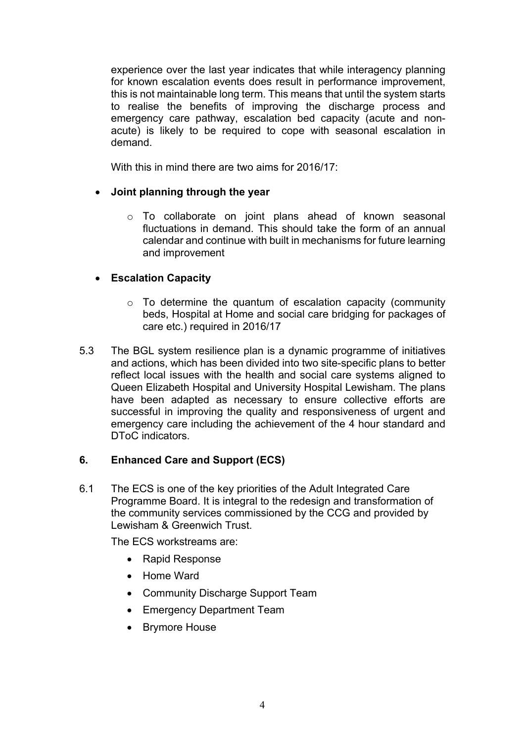experience over the last year indicates that while interagency planning for known escalation events does result in performance improvement, this is not maintainable long term. This means that until the system starts to realise the benefits of improving the discharge process and emergency care pathway, escalation bed capacity (acute and non-acute) is likely to be required to cope with seasonal escalation in demand.

With this in mind there are two aims for 2016/17:

- **Joint planning through the year**
  - To collaborate on joint plans ahead of known seasonal fluctuations in demand. This should take the form of an annual calendar and continue with built in mechanisms for future learning and improvement
- **Escalation Capacity**
  - To determine the quantum of escalation capacity (community beds, Hospital at Home and social care bridging for packages of care etc.) required in 2016/17

5.3 The BGL system resilience plan is a dynamic programme of initiatives and actions, which has been divided into two site-specific plans to better reflect local issues with the health and social care systems aligned to Queen Elizabeth Hospital and University Hospital Lewisham. The plans have been adapted as necessary to ensure collective efforts are successful in improving the quality and responsiveness of urgent and emergency care including the achievement of the 4 hour standard and DToC indicators.

## 6. Enhanced Care and Support (ECS)

6.1 The ECS is one of the key priorities of the Adult Integrated Care Programme Board. It is integral to the redesign and transformation of the community services commissioned by the CCG and provided by Lewisham & Greenwich Trust.

The ECS workstreams are:

- Rapid Response
- Home Ward
- Community Discharge Support Team
- Emergency Department Team
- Brymore House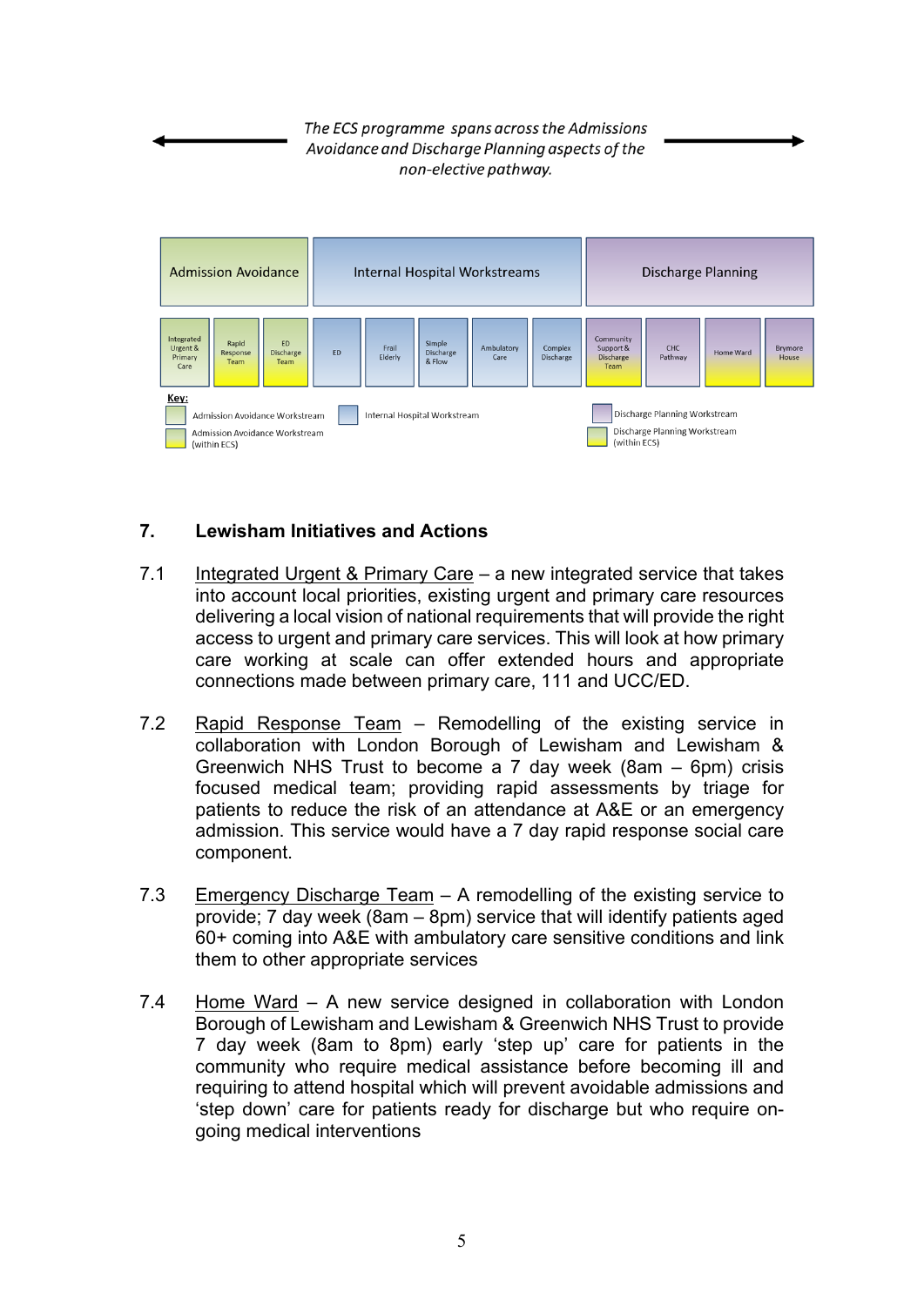*The ECS programme spans across the Admissions Avoidance and Discharge Planning aspects of the non-elective pathway.*

| Admission Avoidance | | | Internal Hospital Workstreams | | | | | Discharge Planning | | | |
|---|---|---|---|---|---|---|---|---|---|---|---|
| Integrated Urgent & Primary Care | Rapid Response Team | ED Discharge Team | ED | Frail Elderly | Simple Discharge & Flow | Ambulatory Care | Complex Discharge | Community Support & Discharge Team | CHC Pathway | Home Ward | Brymore House |

**Key:**

- Admission Avoidance Workstream
- Admission Avoidance Workstream (within ECS)
- Internal Hospital Workstream
- Discharge Planning Workstream
- Discharge Planning Workstream (within ECS)

## 7. Lewisham Initiatives and Actions

7.1 Integrated Urgent & Primary Care – a new integrated service that takes into account local priorities, existing urgent and primary care resources delivering a local vision of national requirements that will provide the right access to urgent and primary care services. This will look at how primary care working at scale can offer extended hours and appropriate connections made between primary care, 111 and UCC/ED.

7.2 Rapid Response Team – Remodelling of the existing service in collaboration with London Borough of Lewisham and Lewisham & Greenwich NHS Trust to become a 7 day week (8am – 6pm) crisis focused medical team; providing rapid assessments by triage for patients to reduce the risk of an attendance at A&E or an emergency admission. This service would have a 7 day rapid response social care component.

7.3 Emergency Discharge Team – A remodelling of the existing service to provide; 7 day week (8am – 8pm) service that will identify patients aged 60+ coming into A&E with ambulatory care sensitive conditions and link them to other appropriate services

7.4 Home Ward – A new service designed in collaboration with London Borough of Lewisham and Lewisham & Greenwich NHS Trust to provide 7 day week (8am to 8pm) early 'step up' care for patients in the community who require medical assistance before becoming ill and requiring to attend hospital which will prevent avoidable admissions and 'step down' care for patients ready for discharge but who require on-going medical interventions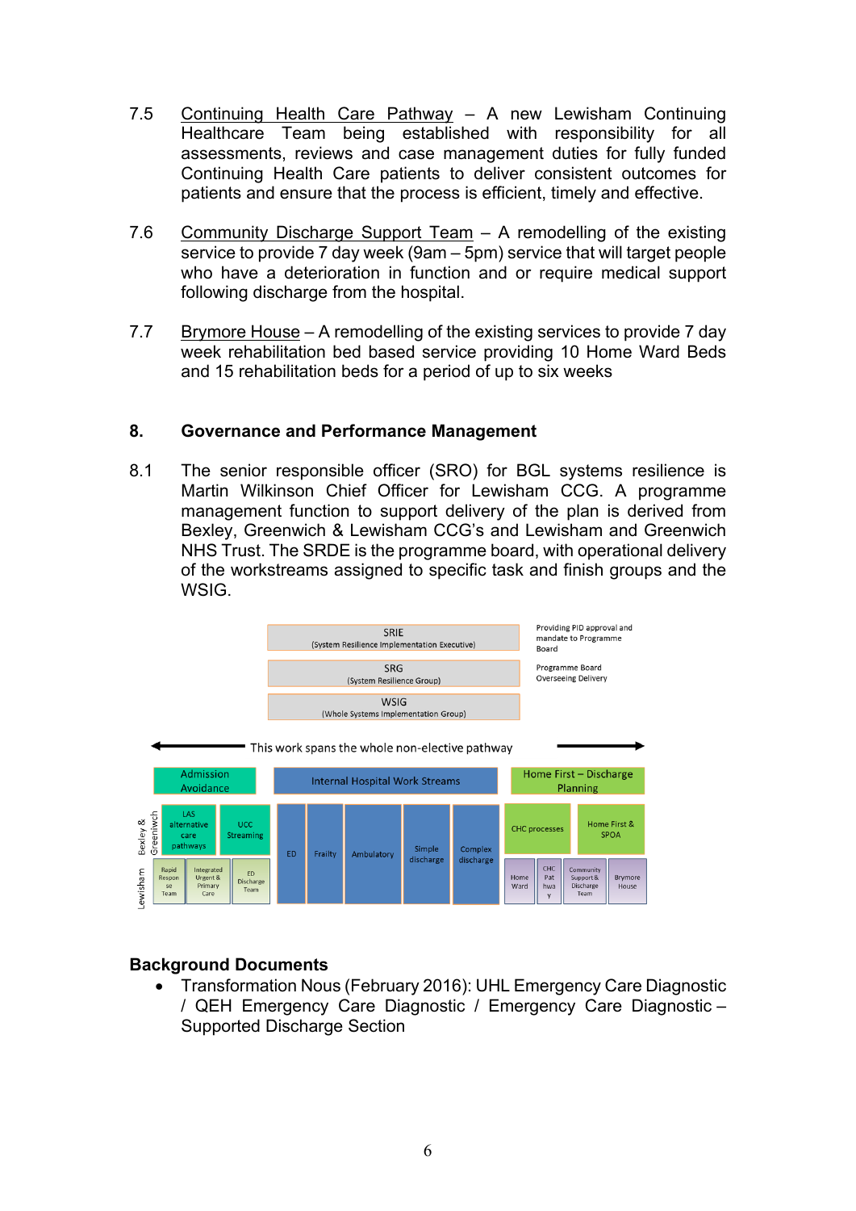7.5 Continuing Health Care Pathway – A new Lewisham Continuing Healthcare Team being established with responsibility for all assessments, reviews and case management duties for fully funded Continuing Health Care patients to deliver consistent outcomes for patients and ensure that the process is efficient, timely and effective.

7.6 Community Discharge Support Team – A remodelling of the existing service to provide 7 day week (9am – 5pm) service that will target people who have a deterioration in function and or require medical support following discharge from the hospital.

7.7 Brymore House – A remodelling of the existing services to provide 7 day week rehabilitation bed based service providing 10 Home Ward Beds and 15 rehabilitation beds for a period of up to six weeks

## 8. Governance and Performance Management

8.1 The senior responsible officer (SRO) for BGL systems resilience is Martin Wilkinson Chief Officer for Lewisham CCG. A programme management function to support delivery of the plan is derived from Bexley, Greenwich & Lewisham CCG's and Lewisham and Greenwich NHS Trust. The SRDE is the programme board, with operational delivery of the workstreams assigned to specific task and finish groups and the WSIG.

| Group | Role |
|---|---|
| SRIE (System Resilience Implementation Executive) | Providing PID approval and mandate to Programme Board |
| SRG (System Resilience Group) | Programme Board Overseeing Delivery |
| WSIG (Whole Systems Implementation Group) | |

This work spans the whole non-elective pathway

| | Admission Avoidance | | | Internal Hospital Work Streams | | | | | Home First – Discharge Planning | | | |
|---|---|---|---|---|---|---|---|---|---|---|---|---|
| Bexley & Greenwich | LAS alternative care pathways | UCC Streaming | | ED | Frailty | Ambulatory | Simple discharge | Complex discharge | CHC processes | | Home First & SPOA | |
| Lewisham | Rapid Response Team | Integrated Urgent & Primary Care | ED Discharge Team | | | | | | Home Ward | CHC Pathway | Community Support & Discharge Team | Brymore House |

### Background Documents

- Transformation Nous (February 2016): UHL Emergency Care Diagnostic / QEH Emergency Care Diagnostic / Emergency Care Diagnostic – Supported Discharge Section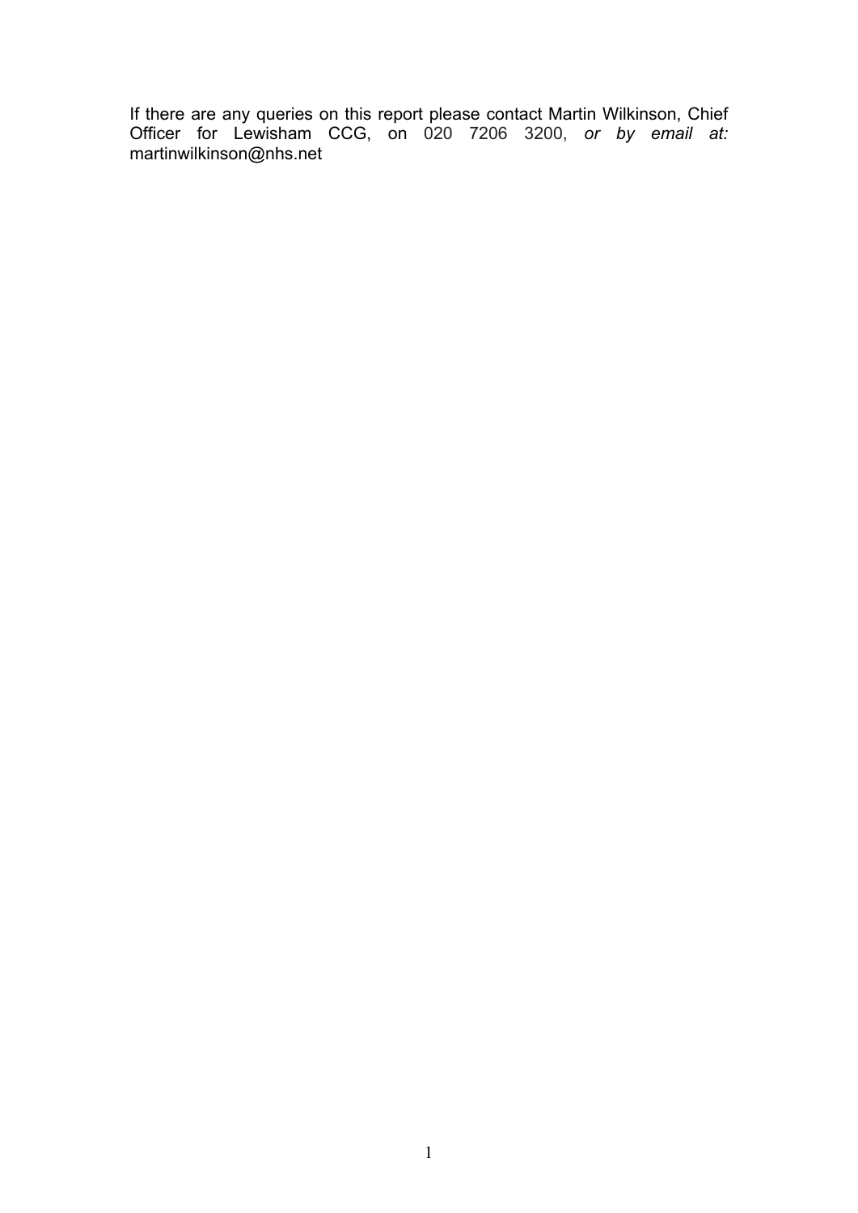If there are any queries on this report please contact Martin Wilkinson, Chief Officer for Lewisham CCG, on 020 7206 3200, *or by email at:* martinwilkinson@nhs.net